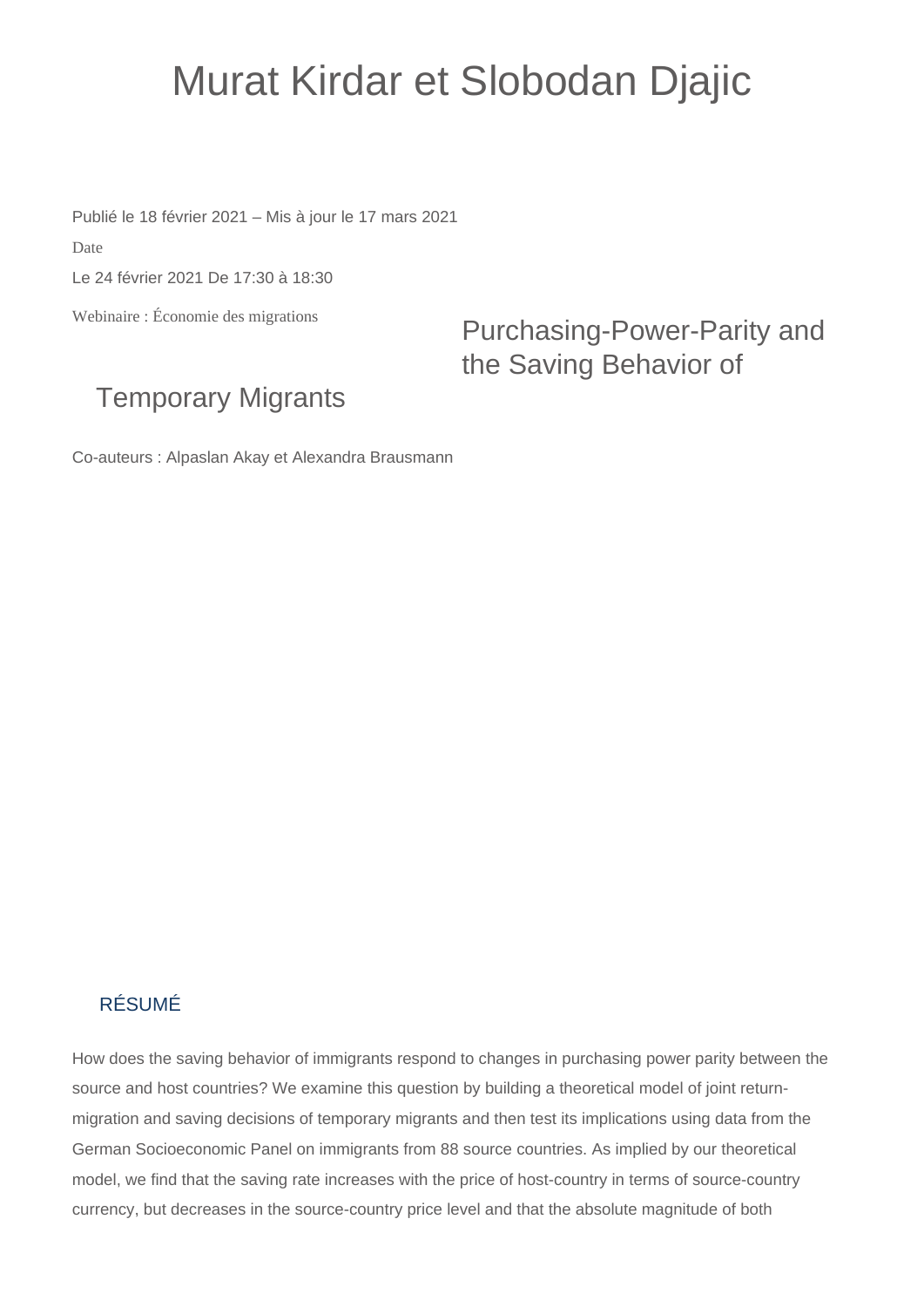# Murat Kirdar et Slobodan Djajic

Publié le 18 février 2021 – Mis à jour le 17 mars 2021

Date

Le 24 février 2021 De 17:30 à 18:30

Webinaire : Économie des migrations

## Purchasing-Power-Parity and the Saving Behavior of Temporary Migrants

Co-auteurs : Alpaslan Akay et Alexandra Brausmann

### RÉSUMÉ

How does the saving behavior of immigrants respond to changes in purchasing power parity between the source and host countries? We examine this question by building a theoretical model of joint return-migration and saving decisions of temporary migrants and then test its implications using data from the German Socioeconomic Panel on immigrants from 88 source countries. As implied by our theoretical model, we find that the saving rate increases with the price of host-country in terms of source-country currency, but decreases in the source-country price level and that the absolute magnitude of both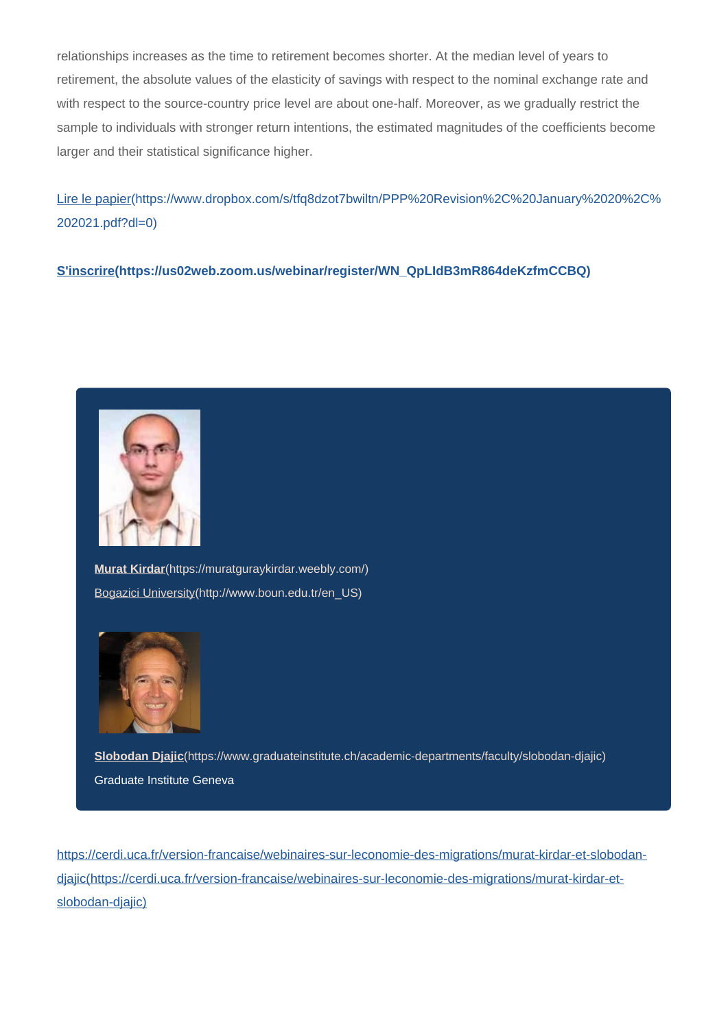relationships increases as the time to retirement becomes shorter. At the median level of years to retirement, the absolute values of the elasticity of savings with respect to the nominal exchange rate and with respect to the source-country price level are about one-half. Moreover, as we gradually restrict the sample to individuals with stronger return intentions, the estimated magnitudes of the coefficients become larger and their statistical significance higher.

Lire le papier(https://www.dropbox.com/s/tfq8dzot7bwiltn/PPP%20Revision%2C%20January%2020%2C%202021.pdf?dl=0)

**S'inscrire(https://us02web.zoom.us/webinar/register/WN_QpLIdB3mR864deKzfmCCBQ)**

**Murat Kirdar**(https://muratguraykirdar.weebly.com/)
Bogazici University(http://www.boun.edu.tr/en_US)

**Slobodan Djajic**(https://www.graduateinstitute.ch/academic-departments/faculty/slobodan-djajic)
Graduate Institute Geneva

https://cerdi.uca.fr/version-francaise/webinaires-sur-leconomie-des-migrations/murat-kirdar-et-slobodan-djajic(https://cerdi.uca.fr/version-francaise/webinaires-sur-leconomie-des-migrations/murat-kirdar-et-slobodan-djajic)